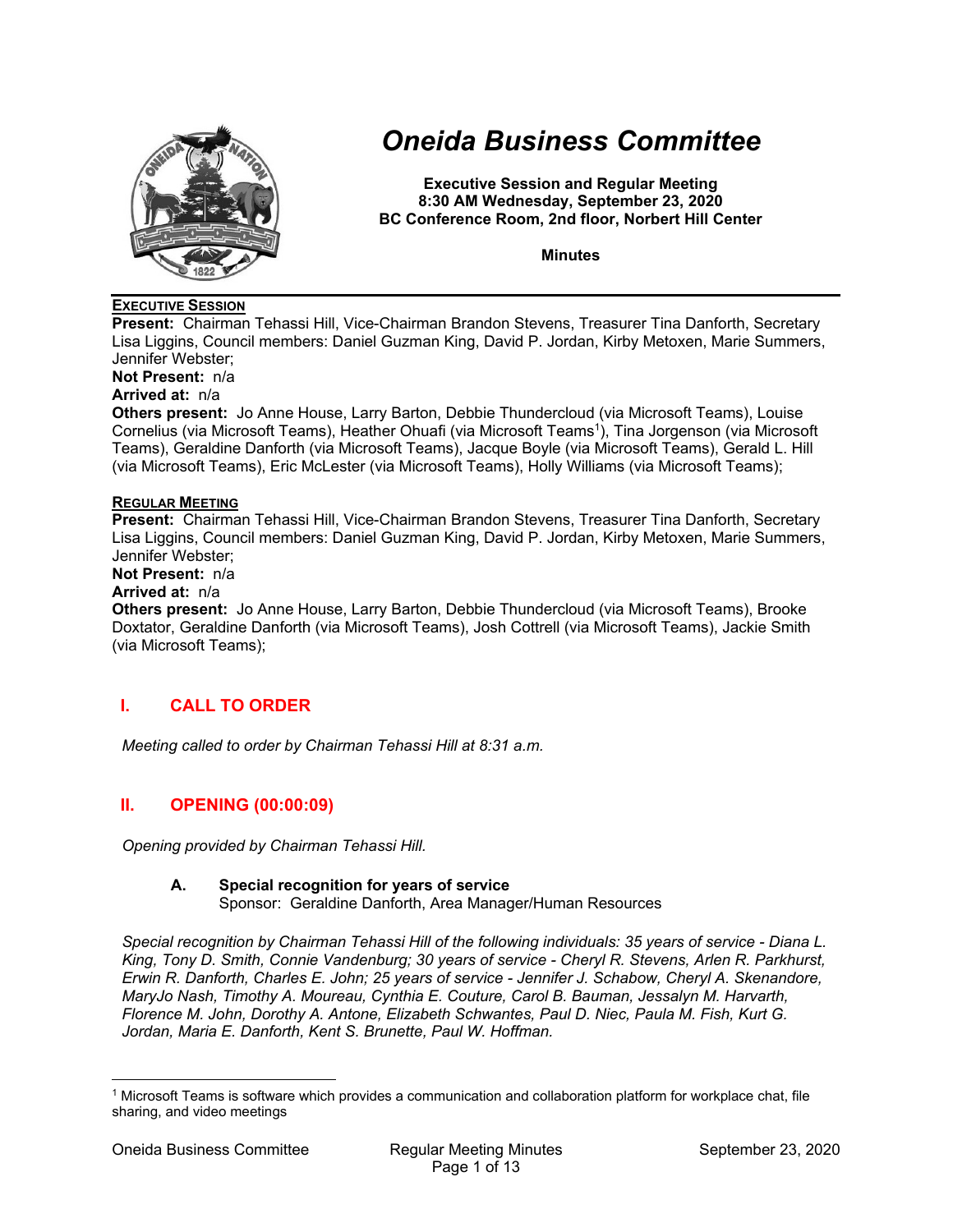# Oneida Business Committee

**Executive Session and Regular Meeting**
**8:30 AM Wednesday, September 23, 2020**
**BC Conference Room, 2nd floor, Norbert Hill Center**

**Minutes**

---

**EXECUTIVE SESSION**

**Present:** Chairman Tehassi Hill, Vice-Chairman Brandon Stevens, Treasurer Tina Danforth, Secretary Lisa Liggins, Council members: Daniel Guzman King, David P. Jordan, Kirby Metoxen, Marie Summers, Jennifer Webster;
**Not Present:** n/a
**Arrived at:** n/a
**Others present:** Jo Anne House, Larry Barton, Debbie Thundercloud (via Microsoft Teams), Louise Cornelius (via Microsoft Teams), Heather Ohuafi (via Microsoft Teams[1]), Tina Jorgenson (via Microsoft Teams), Geraldine Danforth (via Microsoft Teams), Jacque Boyle (via Microsoft Teams), Gerald L. Hill (via Microsoft Teams), Eric McLester (via Microsoft Teams), Holly Williams (via Microsoft Teams);

**REGULAR MEETING**

**Present:** Chairman Tehassi Hill, Vice-Chairman Brandon Stevens, Treasurer Tina Danforth, Secretary Lisa Liggins, Council members: Daniel Guzman King, David P. Jordan, Kirby Metoxen, Marie Summers, Jennifer Webster;
**Not Present:** n/a
**Arrived at:** n/a
**Others present:** Jo Anne House, Larry Barton, Debbie Thundercloud (via Microsoft Teams), Brooke Doxtator, Geraldine Danforth (via Microsoft Teams), Josh Cottrell (via Microsoft Teams), Jackie Smith (via Microsoft Teams);

## I. CALL TO ORDER

*Meeting called to order by Chairman Tehassi Hill at 8:31 a.m.*

## II. OPENING (00:00:09)

*Opening provided by Chairman Tehassi Hill.*

### A. Special recognition for years of service
Sponsor: Geraldine Danforth, Area Manager/Human Resources

*Special recognition by Chairman Tehassi Hill of the following individuals: 35 years of service - Diana L. King, Tony D. Smith, Connie Vandenburg; 30 years of service - Cheryl R. Stevens, Arlen R. Parkhurst, Erwin R. Danforth, Charles E. John; 25 years of service - Jennifer J. Schabow, Cheryl A. Skenandore, MaryJo Nash, Timothy A. Moureau, Cynthia E. Couture, Carol B. Bauman, Jessalyn M. Harvarth, Florence M. John, Dorothy A. Antone, Elizabeth Schwantes, Paul D. Niec, Paula M. Fish, Kurt G. Jordan, Maria E. Danforth, Kent S. Brunette, Paul W. Hoffman.*

---

[1] Microsoft Teams is software which provides a communication and collaboration platform for workplace chat, file sharing, and video meetings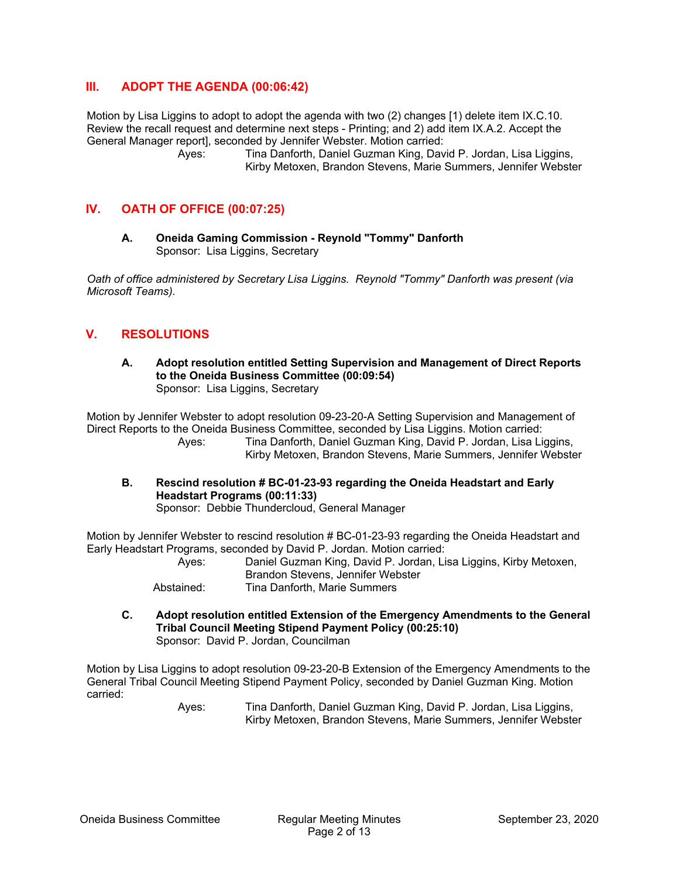## III. ADOPT THE AGENDA (00:06:42)

Motion by Lisa Liggins to adopt to adopt the agenda with two (2) changes [1) delete item IX.C.10. Review the recall request and determine next steps - Printing; and 2) add item IX.A.2. Accept the General Manager report], seconded by Jennifer Webster. Motion carried:

Ayes: Tina Danforth, Daniel Guzman King, David P. Jordan, Lisa Liggins, Kirby Metoxen, Brandon Stevens, Marie Summers, Jennifer Webster

## IV. OATH OF OFFICE (00:07:25)

### A. Oneida Gaming Commission - Reynold "Tommy" Danforth

Sponsor: Lisa Liggins, Secretary

*Oath of office administered by Secretary Lisa Liggins. Reynold "Tommy" Danforth was present (via Microsoft Teams).*

## V. RESOLUTIONS

### A. Adopt resolution entitled Setting Supervision and Management of Direct Reports to the Oneida Business Committee (00:09:54)

Sponsor: Lisa Liggins, Secretary

Motion by Jennifer Webster to adopt resolution 09-23-20-A Setting Supervision and Management of Direct Reports to the Oneida Business Committee, seconded by Lisa Liggins. Motion carried:

Ayes: Tina Danforth, Daniel Guzman King, David P. Jordan, Lisa Liggins, Kirby Metoxen, Brandon Stevens, Marie Summers, Jennifer Webster

### B. Rescind resolution # BC-01-23-93 regarding the Oneida Headstart and Early Headstart Programs (00:11:33)

Sponsor: Debbie Thundercloud, General Manager

Motion by Jennifer Webster to rescind resolution # BC-01-23-93 regarding the Oneida Headstart and Early Headstart Programs, seconded by David P. Jordan. Motion carried:

Ayes: Daniel Guzman King, David P. Jordan, Lisa Liggins, Kirby Metoxen, Brandon Stevens, Jennifer Webster

Abstained: Tina Danforth, Marie Summers

### C. Adopt resolution entitled Extension of the Emergency Amendments to the General Tribal Council Meeting Stipend Payment Policy (00:25:10)

Sponsor: David P. Jordan, Councilman

Motion by Lisa Liggins to adopt resolution 09-23-20-B Extension of the Emergency Amendments to the General Tribal Council Meeting Stipend Payment Policy, seconded by Daniel Guzman King. Motion carried:

Ayes: Tina Danforth, Daniel Guzman King, David P. Jordan, Lisa Liggins, Kirby Metoxen, Brandon Stevens, Marie Summers, Jennifer Webster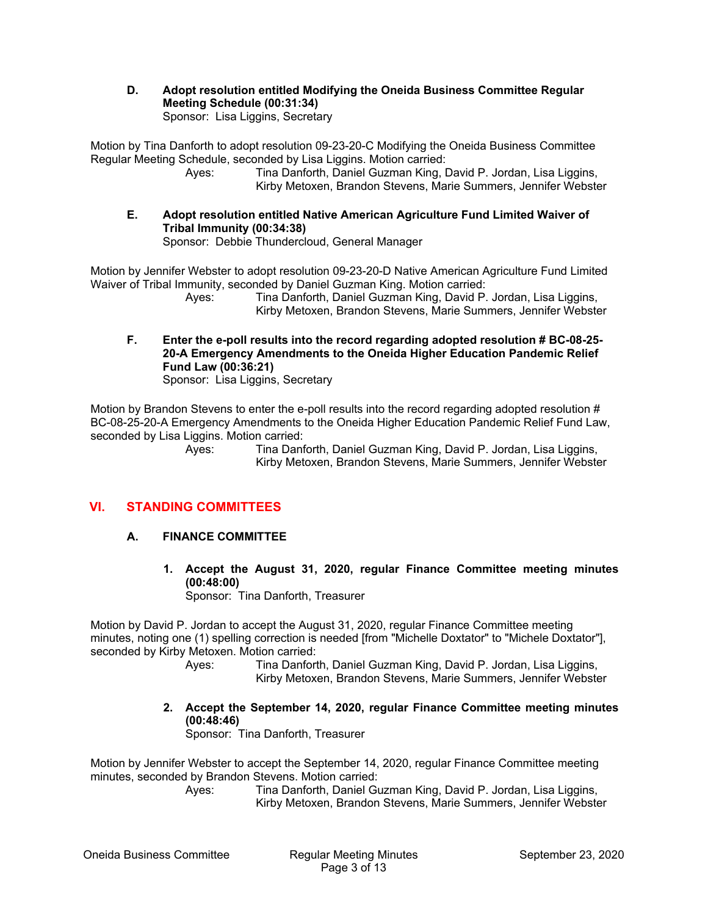**D. Adopt resolution entitled Modifying the Oneida Business Committee Regular Meeting Schedule (00:31:34)**
Sponsor: Lisa Liggins, Secretary

Motion by Tina Danforth to adopt resolution 09-23-20-C Modifying the Oneida Business Committee Regular Meeting Schedule, seconded by Lisa Liggins. Motion carried:
Ayes: Tina Danforth, Daniel Guzman King, David P. Jordan, Lisa Liggins, Kirby Metoxen, Brandon Stevens, Marie Summers, Jennifer Webster

**E. Adopt resolution entitled Native American Agriculture Fund Limited Waiver of Tribal Immunity (00:34:38)**
Sponsor: Debbie Thundercloud, General Manager

Motion by Jennifer Webster to adopt resolution 09-23-20-D Native American Agriculture Fund Limited Waiver of Tribal Immunity, seconded by Daniel Guzman King. Motion carried:
Ayes: Tina Danforth, Daniel Guzman King, David P. Jordan, Lisa Liggins, Kirby Metoxen, Brandon Stevens, Marie Summers, Jennifer Webster

**F. Enter the e-poll results into the record regarding adopted resolution # BC-08-25-20-A Emergency Amendments to the Oneida Higher Education Pandemic Relief Fund Law (00:36:21)**
Sponsor: Lisa Liggins, Secretary

Motion by Brandon Stevens to enter the e-poll results into the record regarding adopted resolution # BC-08-25-20-A Emergency Amendments to the Oneida Higher Education Pandemic Relief Fund Law, seconded by Lisa Liggins. Motion carried:
Ayes: Tina Danforth, Daniel Guzman King, David P. Jordan, Lisa Liggins, Kirby Metoxen, Brandon Stevens, Marie Summers, Jennifer Webster

## VI. STANDING COMMITTEES

### A. FINANCE COMMITTEE

**1. Accept the August 31, 2020, regular Finance Committee meeting minutes (00:48:00)**
Sponsor: Tina Danforth, Treasurer

Motion by David P. Jordan to accept the August 31, 2020, regular Finance Committee meeting minutes, noting one (1) spelling correction is needed [from "Michelle Doxtator" to "Michele Doxtator"], seconded by Kirby Metoxen. Motion carried:
Ayes: Tina Danforth, Daniel Guzman King, David P. Jordan, Lisa Liggins, Kirby Metoxen, Brandon Stevens, Marie Summers, Jennifer Webster

**2. Accept the September 14, 2020, regular Finance Committee meeting minutes (00:48:46)**
Sponsor: Tina Danforth, Treasurer

Motion by Jennifer Webster to accept the September 14, 2020, regular Finance Committee meeting minutes, seconded by Brandon Stevens. Motion carried:
Ayes: Tina Danforth, Daniel Guzman King, David P. Jordan, Lisa Liggins, Kirby Metoxen, Brandon Stevens, Marie Summers, Jennifer Webster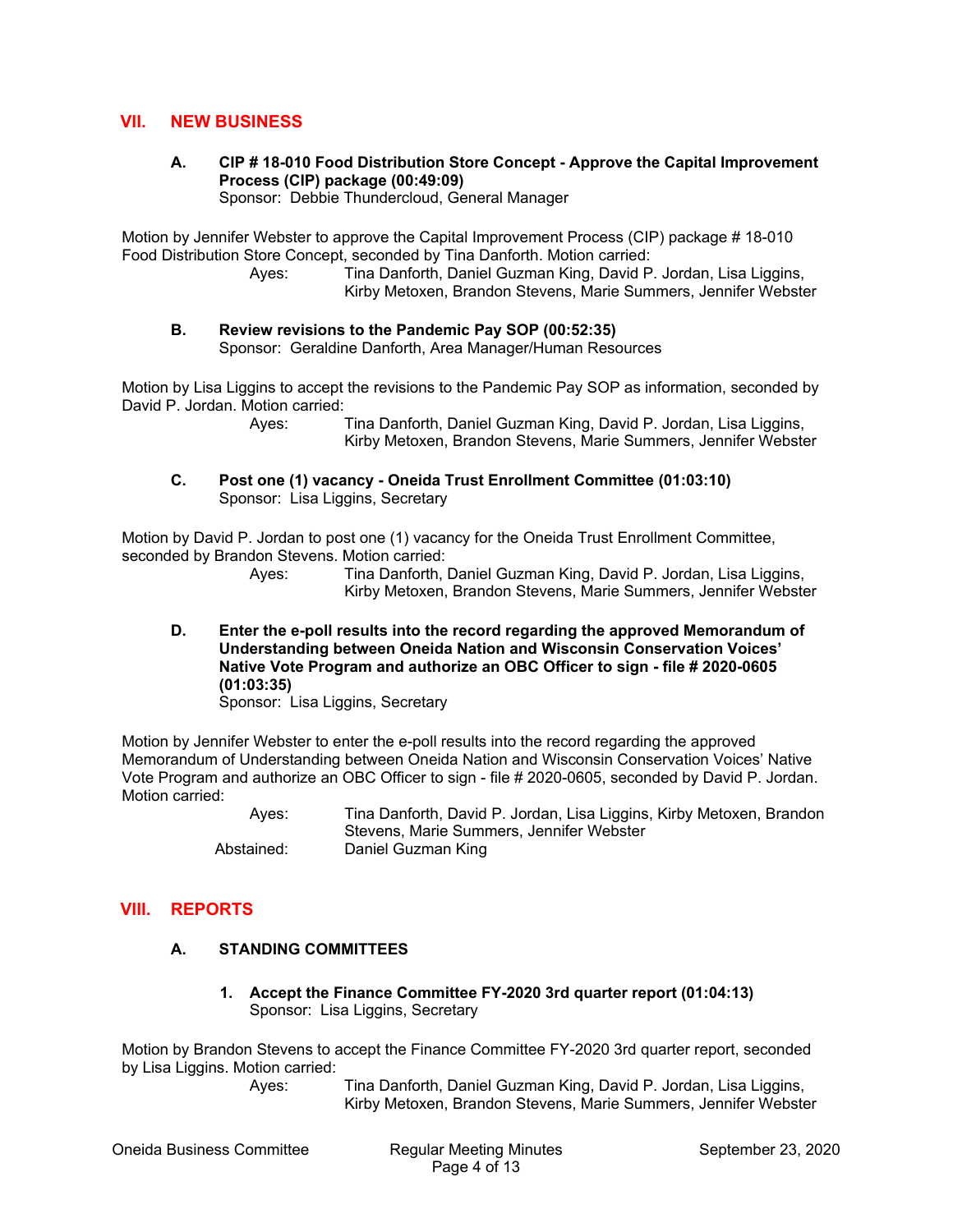## VII. NEW BUSINESS

**A. CIP # 18-010 Food Distribution Store Concept - Approve the Capital Improvement Process (CIP) package (00:49:09)**
Sponsor: Debbie Thundercloud, General Manager

Motion by Jennifer Webster to approve the Capital Improvement Process (CIP) package # 18-010 Food Distribution Store Concept, seconded by Tina Danforth. Motion carried:

Ayes: Tina Danforth, Daniel Guzman King, David P. Jordan, Lisa Liggins, Kirby Metoxen, Brandon Stevens, Marie Summers, Jennifer Webster

**B. Review revisions to the Pandemic Pay SOP (00:52:35)**
Sponsor: Geraldine Danforth, Area Manager/Human Resources

Motion by Lisa Liggins to accept the revisions to the Pandemic Pay SOP as information, seconded by David P. Jordan. Motion carried:

Ayes: Tina Danforth, Daniel Guzman King, David P. Jordan, Lisa Liggins, Kirby Metoxen, Brandon Stevens, Marie Summers, Jennifer Webster

**C. Post one (1) vacancy - Oneida Trust Enrollment Committee (01:03:10)**
Sponsor: Lisa Liggins, Secretary

Motion by David P. Jordan to post one (1) vacancy for the Oneida Trust Enrollment Committee, seconded by Brandon Stevens. Motion carried:

Ayes: Tina Danforth, Daniel Guzman King, David P. Jordan, Lisa Liggins, Kirby Metoxen, Brandon Stevens, Marie Summers, Jennifer Webster

**D. Enter the e-poll results into the record regarding the approved Memorandum of Understanding between Oneida Nation and Wisconsin Conservation Voices' Native Vote Program and authorize an OBC Officer to sign - file # 2020-0605 (01:03:35)**
Sponsor: Lisa Liggins, Secretary

Motion by Jennifer Webster to enter the e-poll results into the record regarding the approved Memorandum of Understanding between Oneida Nation and Wisconsin Conservation Voices' Native Vote Program and authorize an OBC Officer to sign - file # 2020-0605, seconded by David P. Jordan. Motion carried:

Ayes: Tina Danforth, David P. Jordan, Lisa Liggins, Kirby Metoxen, Brandon Stevens, Marie Summers, Jennifer Webster
Abstained: Daniel Guzman King

## VIII. REPORTS

### A. STANDING COMMITTEES

**1. Accept the Finance Committee FY-2020 3rd quarter report (01:04:13)**
Sponsor: Lisa Liggins, Secretary

Motion by Brandon Stevens to accept the Finance Committee FY-2020 3rd quarter report, seconded by Lisa Liggins. Motion carried:

Ayes: Tina Danforth, Daniel Guzman King, David P. Jordan, Lisa Liggins, Kirby Metoxen, Brandon Stevens, Marie Summers, Jennifer Webster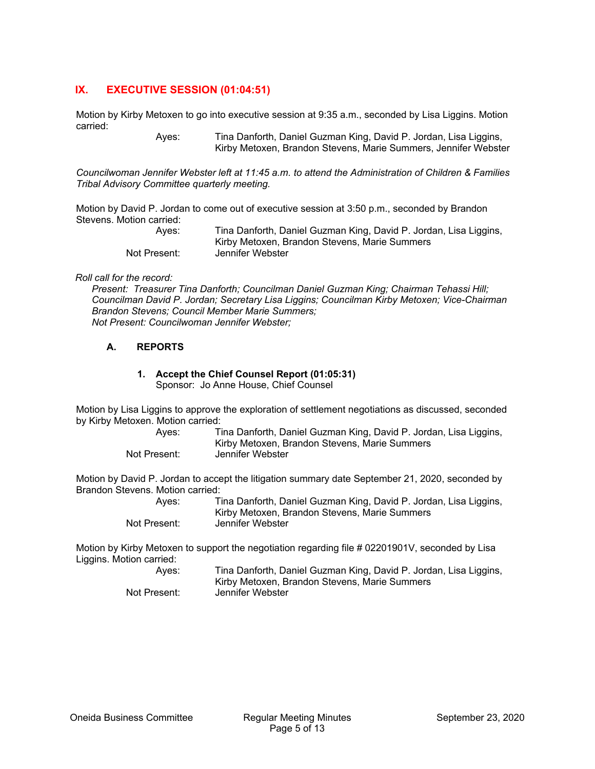## IX. EXECUTIVE SESSION (01:04:51)

Motion by Kirby Metoxen to go into executive session at 9:35 a.m., seconded by Lisa Liggins. Motion carried:

Ayes: Tina Danforth, Daniel Guzman King, David P. Jordan, Lisa Liggins, Kirby Metoxen, Brandon Stevens, Marie Summers, Jennifer Webster

*Councilwoman Jennifer Webster left at 11:45 a.m. to attend the Administration of Children & Families Tribal Advisory Committee quarterly meeting.*

Motion by David P. Jordan to come out of executive session at 3:50 p.m., seconded by Brandon Stevens. Motion carried:

Ayes: Tina Danforth, Daniel Guzman King, David P. Jordan, Lisa Liggins, Kirby Metoxen, Brandon Stevens, Marie Summers
Not Present: Jennifer Webster

*Roll call for the record:*
*Present: Treasurer Tina Danforth; Councilman Daniel Guzman King; Chairman Tehassi Hill; Councilman David P. Jordan; Secretary Lisa Liggins; Councilman Kirby Metoxen; Vice-Chairman Brandon Stevens; Council Member Marie Summers;*
*Not Present: Councilwoman Jennifer Webster;*

### A. REPORTS

#### 1. Accept the Chief Counsel Report (01:05:31)
Sponsor: Jo Anne House, Chief Counsel

Motion by Lisa Liggins to approve the exploration of settlement negotiations as discussed, seconded by Kirby Metoxen. Motion carried:

Ayes: Tina Danforth, Daniel Guzman King, David P. Jordan, Lisa Liggins, Kirby Metoxen, Brandon Stevens, Marie Summers
Not Present: Jennifer Webster

Motion by David P. Jordan to accept the litigation summary date September 21, 2020, seconded by Brandon Stevens. Motion carried:

Ayes: Tina Danforth, Daniel Guzman King, David P. Jordan, Lisa Liggins, Kirby Metoxen, Brandon Stevens, Marie Summers
Not Present: Jennifer Webster

Motion by Kirby Metoxen to support the negotiation regarding file # 02201901V, seconded by Lisa Liggins. Motion carried:

Ayes: Tina Danforth, Daniel Guzman King, David P. Jordan, Lisa Liggins, Kirby Metoxen, Brandon Stevens, Marie Summers
Not Present: Jennifer Webster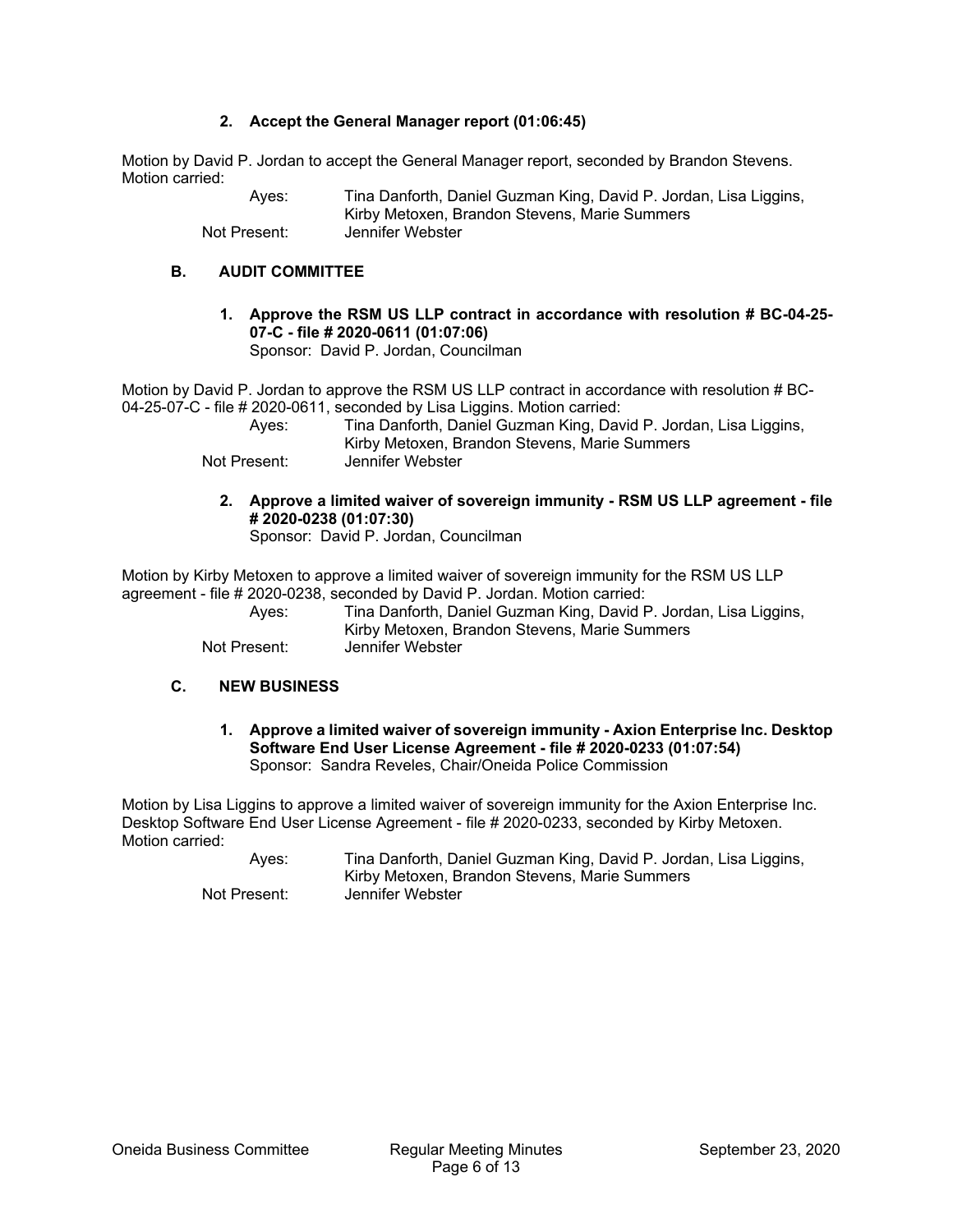**2. Accept the General Manager report (01:06:45)**

Motion by David P. Jordan to accept the General Manager report, seconded by Brandon Stevens. Motion carried:

Ayes: Tina Danforth, Daniel Guzman King, David P. Jordan, Lisa Liggins, Kirby Metoxen, Brandon Stevens, Marie Summers
Not Present: Jennifer Webster

## B. AUDIT COMMITTEE

**1. Approve the RSM US LLP contract in accordance with resolution # BC-04-25-07-C - file # 2020-0611 (01:07:06)**
Sponsor: David P. Jordan, Councilman

Motion by David P. Jordan to approve the RSM US LLP contract in accordance with resolution # BC-04-25-07-C - file # 2020-0611, seconded by Lisa Liggins. Motion carried:

Ayes: Tina Danforth, Daniel Guzman King, David P. Jordan, Lisa Liggins, Kirby Metoxen, Brandon Stevens, Marie Summers
Not Present: Jennifer Webster

**2. Approve a limited waiver of sovereign immunity - RSM US LLP agreement - file # 2020-0238 (01:07:30)**
Sponsor: David P. Jordan, Councilman

Motion by Kirby Metoxen to approve a limited waiver of sovereign immunity for the RSM US LLP agreement - file # 2020-0238, seconded by David P. Jordan. Motion carried:

Ayes: Tina Danforth, Daniel Guzman King, David P. Jordan, Lisa Liggins, Kirby Metoxen, Brandon Stevens, Marie Summers
Not Present: Jennifer Webster

## C. NEW BUSINESS

**1. Approve a limited waiver of sovereign immunity - Axion Enterprise Inc. Desktop Software End User License Agreement - file # 2020-0233 (01:07:54)**
Sponsor: Sandra Reveles, Chair/Oneida Police Commission

Motion by Lisa Liggins to approve a limited waiver of sovereign immunity for the Axion Enterprise Inc. Desktop Software End User License Agreement - file # 2020-0233, seconded by Kirby Metoxen. Motion carried:

Ayes: Tina Danforth, Daniel Guzman King, David P. Jordan, Lisa Liggins, Kirby Metoxen, Brandon Stevens, Marie Summers
Not Present: Jennifer Webster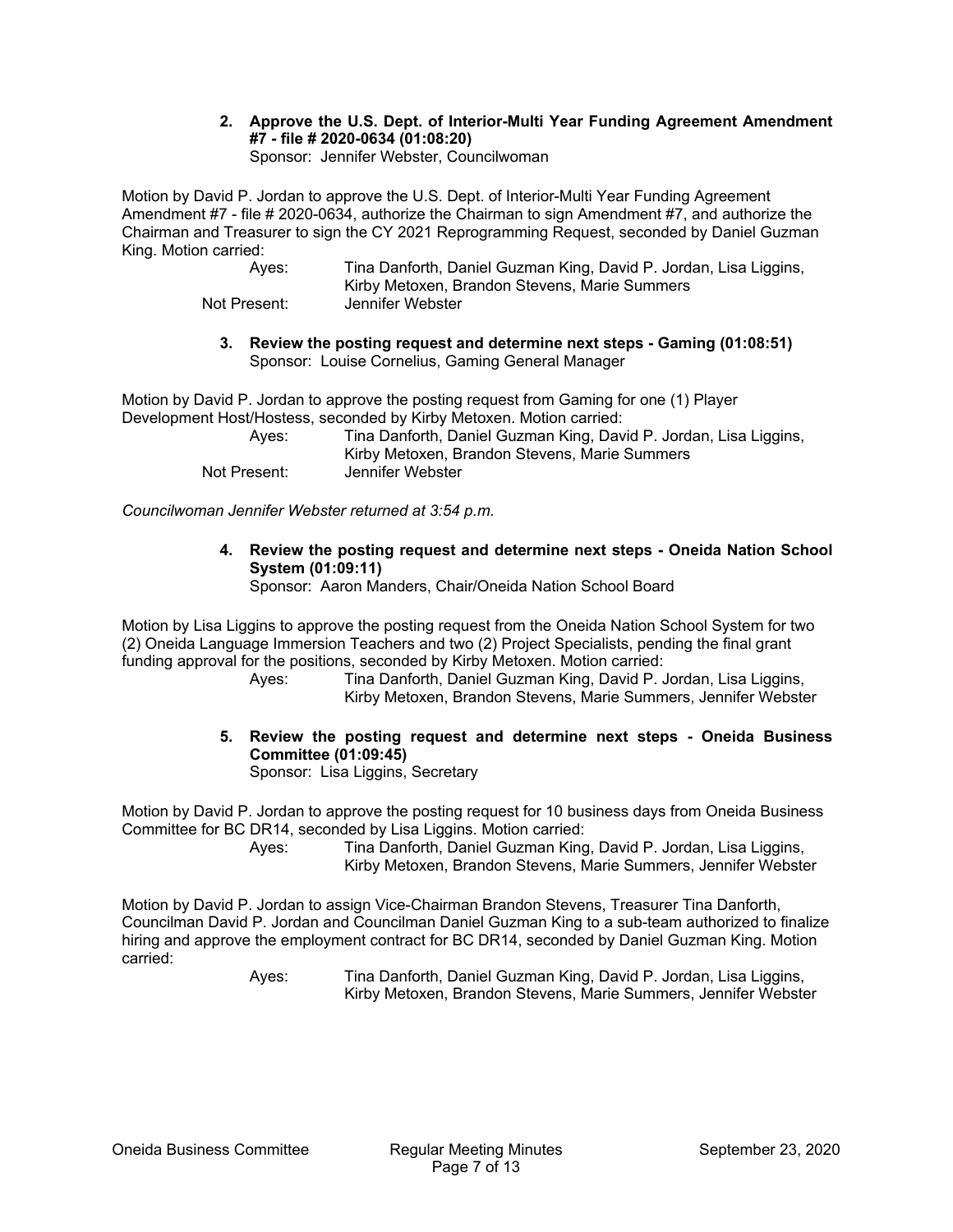**2. Approve the U.S. Dept. of Interior-Multi Year Funding Agreement Amendment #7 - file # 2020-0634 (01:08:20)**
Sponsor: Jennifer Webster, Councilwoman

Motion by David P. Jordan to approve the U.S. Dept. of Interior-Multi Year Funding Agreement Amendment #7 - file # 2020-0634, authorize the Chairman to sign Amendment #7, and authorize the Chairman and Treasurer to sign the CY 2021 Reprogramming Request, seconded by Daniel Guzman King. Motion carried:

Ayes: Tina Danforth, Daniel Guzman King, David P. Jordan, Lisa Liggins, Kirby Metoxen, Brandon Stevens, Marie Summers
Not Present: Jennifer Webster

**3. Review the posting request and determine next steps - Gaming (01:08:51)**
Sponsor: Louise Cornelius, Gaming General Manager

Motion by David P. Jordan to approve the posting request from Gaming for one (1) Player Development Host/Hostess, seconded by Kirby Metoxen. Motion carried:

Ayes: Tina Danforth, Daniel Guzman King, David P. Jordan, Lisa Liggins, Kirby Metoxen, Brandon Stevens, Marie Summers
Not Present: Jennifer Webster

*Councilwoman Jennifer Webster returned at 3:54 p.m.*

**4. Review the posting request and determine next steps - Oneida Nation School System (01:09:11)**
Sponsor: Aaron Manders, Chair/Oneida Nation School Board

Motion by Lisa Liggins to approve the posting request from the Oneida Nation School System for two (2) Oneida Language Immersion Teachers and two (2) Project Specialists, pending the final grant funding approval for the positions, seconded by Kirby Metoxen. Motion carried:

Ayes: Tina Danforth, Daniel Guzman King, David P. Jordan, Lisa Liggins, Kirby Metoxen, Brandon Stevens, Marie Summers, Jennifer Webster

**5. Review the posting request and determine next steps - Oneida Business Committee (01:09:45)**
Sponsor: Lisa Liggins, Secretary

Motion by David P. Jordan to approve the posting request for 10 business days from Oneida Business Committee for BC DR14, seconded by Lisa Liggins. Motion carried:

Ayes: Tina Danforth, Daniel Guzman King, David P. Jordan, Lisa Liggins, Kirby Metoxen, Brandon Stevens, Marie Summers, Jennifer Webster

Motion by David P. Jordan to assign Vice-Chairman Brandon Stevens, Treasurer Tina Danforth, Councilman David P. Jordan and Councilman Daniel Guzman King to a sub-team authorized to finalize hiring and approve the employment contract for BC DR14, seconded by Daniel Guzman King. Motion carried:

Ayes: Tina Danforth, Daniel Guzman King, David P. Jordan, Lisa Liggins, Kirby Metoxen, Brandon Stevens, Marie Summers, Jennifer Webster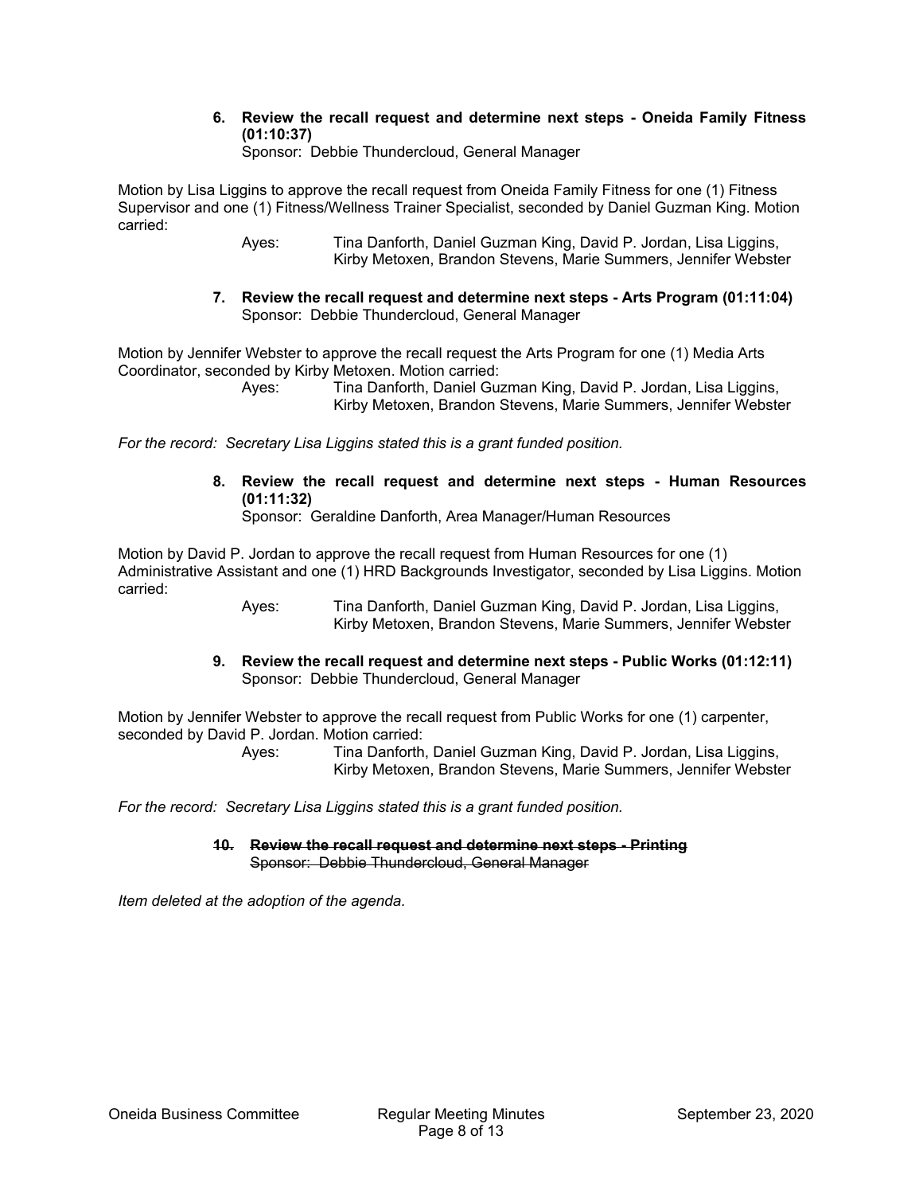**6. Review the recall request and determine next steps - Oneida Family Fitness (01:10:37)**
Sponsor: Debbie Thundercloud, General Manager

Motion by Lisa Liggins to approve the recall request from Oneida Family Fitness for one (1) Fitness Supervisor and one (1) Fitness/Wellness Trainer Specialist, seconded by Daniel Guzman King. Motion carried:

Ayes: Tina Danforth, Daniel Guzman King, David P. Jordan, Lisa Liggins, Kirby Metoxen, Brandon Stevens, Marie Summers, Jennifer Webster

**7. Review the recall request and determine next steps - Arts Program (01:11:04)**
Sponsor: Debbie Thundercloud, General Manager

Motion by Jennifer Webster to approve the recall request the Arts Program for one (1) Media Arts Coordinator, seconded by Kirby Metoxen. Motion carried:

Ayes: Tina Danforth, Daniel Guzman King, David P. Jordan, Lisa Liggins, Kirby Metoxen, Brandon Stevens, Marie Summers, Jennifer Webster

*For the record: Secretary Lisa Liggins stated this is a grant funded position.*

**8. Review the recall request and determine next steps - Human Resources (01:11:32)**
Sponsor: Geraldine Danforth, Area Manager/Human Resources

Motion by David P. Jordan to approve the recall request from Human Resources for one (1) Administrative Assistant and one (1) HRD Backgrounds Investigator, seconded by Lisa Liggins. Motion carried:

Ayes: Tina Danforth, Daniel Guzman King, David P. Jordan, Lisa Liggins, Kirby Metoxen, Brandon Stevens, Marie Summers, Jennifer Webster

**9. Review the recall request and determine next steps - Public Works (01:12:11)**
Sponsor: Debbie Thundercloud, General Manager

Motion by Jennifer Webster to approve the recall request from Public Works for one (1) carpenter, seconded by David P. Jordan. Motion carried:

Ayes: Tina Danforth, Daniel Guzman King, David P. Jordan, Lisa Liggins, Kirby Metoxen, Brandon Stevens, Marie Summers, Jennifer Webster

*For the record: Secretary Lisa Liggins stated this is a grant funded position.*

~~**10. Review the recall request and determine next steps - Printing**~~
~~Sponsor: Debbie Thundercloud, General Manager~~

*Item deleted at the adoption of the agenda.*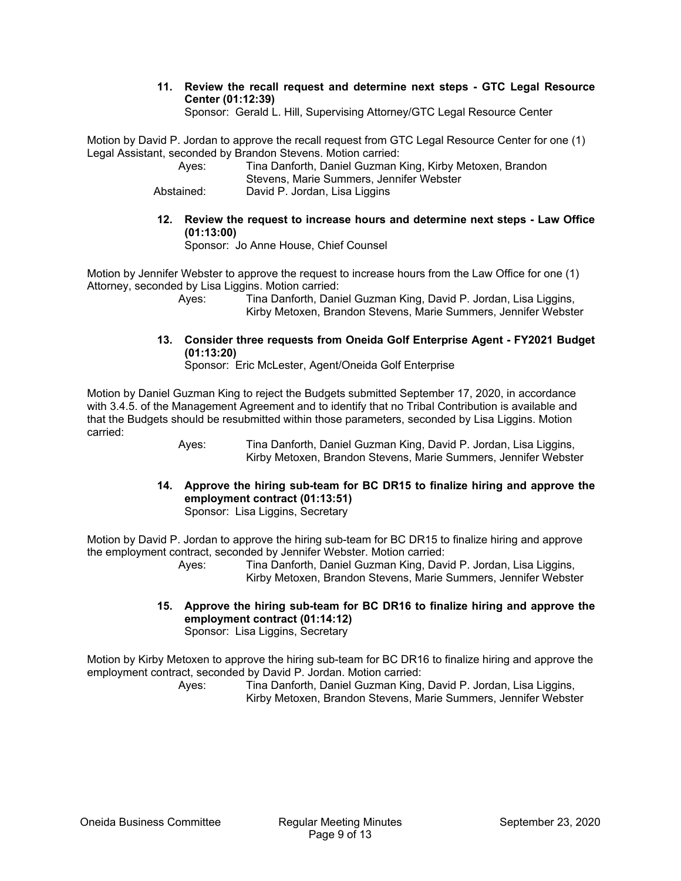**11. Review the recall request and determine next steps - GTC Legal Resource Center (01:12:39)**
Sponsor: Gerald L. Hill, Supervising Attorney/GTC Legal Resource Center

Motion by David P. Jordan to approve the recall request from GTC Legal Resource Center for one (1) Legal Assistant, seconded by Brandon Stevens. Motion carried:

Ayes: Tina Danforth, Daniel Guzman King, Kirby Metoxen, Brandon Stevens, Marie Summers, Jennifer Webster
Abstained: David P. Jordan, Lisa Liggins

**12. Review the request to increase hours and determine next steps - Law Office (01:13:00)**
Sponsor: Jo Anne House, Chief Counsel

Motion by Jennifer Webster to approve the request to increase hours from the Law Office for one (1) Attorney, seconded by Lisa Liggins. Motion carried:

Ayes: Tina Danforth, Daniel Guzman King, David P. Jordan, Lisa Liggins, Kirby Metoxen, Brandon Stevens, Marie Summers, Jennifer Webster

**13. Consider three requests from Oneida Golf Enterprise Agent - FY2021 Budget (01:13:20)**
Sponsor: Eric McLester, Agent/Oneida Golf Enterprise

Motion by Daniel Guzman King to reject the Budgets submitted September 17, 2020, in accordance with 3.4.5. of the Management Agreement and to identify that no Tribal Contribution is available and that the Budgets should be resubmitted within those parameters, seconded by Lisa Liggins. Motion carried:

Ayes: Tina Danforth, Daniel Guzman King, David P. Jordan, Lisa Liggins, Kirby Metoxen, Brandon Stevens, Marie Summers, Jennifer Webster

**14. Approve the hiring sub-team for BC DR15 to finalize hiring and approve the employment contract (01:13:51)**
Sponsor: Lisa Liggins, Secretary

Motion by David P. Jordan to approve the hiring sub-team for BC DR15 to finalize hiring and approve the employment contract, seconded by Jennifer Webster. Motion carried:

Ayes: Tina Danforth, Daniel Guzman King, David P. Jordan, Lisa Liggins, Kirby Metoxen, Brandon Stevens, Marie Summers, Jennifer Webster

**15. Approve the hiring sub-team for BC DR16 to finalize hiring and approve the employment contract (01:14:12)**
Sponsor: Lisa Liggins, Secretary

Motion by Kirby Metoxen to approve the hiring sub-team for BC DR16 to finalize hiring and approve the employment contract, seconded by David P. Jordan. Motion carried:

Ayes: Tina Danforth, Daniel Guzman King, David P. Jordan, Lisa Liggins, Kirby Metoxen, Brandon Stevens, Marie Summers, Jennifer Webster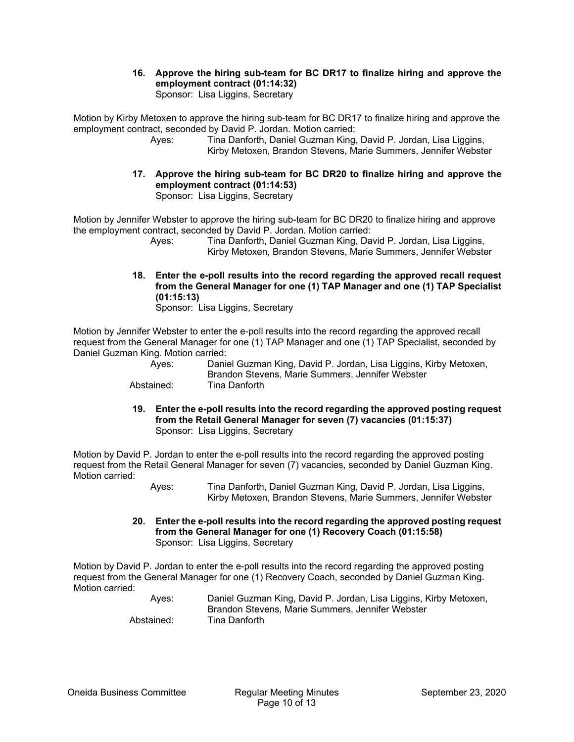**16. Approve the hiring sub-team for BC DR17 to finalize hiring and approve the employment contract (01:14:32)**
Sponsor: Lisa Liggins, Secretary

Motion by Kirby Metoxen to approve the hiring sub-team for BC DR17 to finalize hiring and approve the employment contract, seconded by David P. Jordan. Motion carried:

Ayes: Tina Danforth, Daniel Guzman King, David P. Jordan, Lisa Liggins, Kirby Metoxen, Brandon Stevens, Marie Summers, Jennifer Webster

**17. Approve the hiring sub-team for BC DR20 to finalize hiring and approve the employment contract (01:14:53)**
Sponsor: Lisa Liggins, Secretary

Motion by Jennifer Webster to approve the hiring sub-team for BC DR20 to finalize hiring and approve the employment contract, seconded by David P. Jordan. Motion carried:

Ayes: Tina Danforth, Daniel Guzman King, David P. Jordan, Lisa Liggins, Kirby Metoxen, Brandon Stevens, Marie Summers, Jennifer Webster

**18. Enter the e-poll results into the record regarding the approved recall request from the General Manager for one (1) TAP Manager and one (1) TAP Specialist (01:15:13)**
Sponsor: Lisa Liggins, Secretary

Motion by Jennifer Webster to enter the e-poll results into the record regarding the approved recall request from the General Manager for one (1) TAP Manager and one (1) TAP Specialist, seconded by Daniel Guzman King. Motion carried:

Ayes: Daniel Guzman King, David P. Jordan, Lisa Liggins, Kirby Metoxen, Brandon Stevens, Marie Summers, Jennifer Webster
Abstained: Tina Danforth

**19. Enter the e-poll results into the record regarding the approved posting request from the Retail General Manager for seven (7) vacancies (01:15:37)**
Sponsor: Lisa Liggins, Secretary

Motion by David P. Jordan to enter the e-poll results into the record regarding the approved posting request from the Retail General Manager for seven (7) vacancies, seconded by Daniel Guzman King. Motion carried:

Ayes: Tina Danforth, Daniel Guzman King, David P. Jordan, Lisa Liggins, Kirby Metoxen, Brandon Stevens, Marie Summers, Jennifer Webster

**20. Enter the e-poll results into the record regarding the approved posting request from the General Manager for one (1) Recovery Coach (01:15:58)**
Sponsor: Lisa Liggins, Secretary

Motion by David P. Jordan to enter the e-poll results into the record regarding the approved posting request from the General Manager for one (1) Recovery Coach, seconded by Daniel Guzman King. Motion carried:

Ayes: Daniel Guzman King, David P. Jordan, Lisa Liggins, Kirby Metoxen, Brandon Stevens, Marie Summers, Jennifer Webster
Abstained: Tina Danforth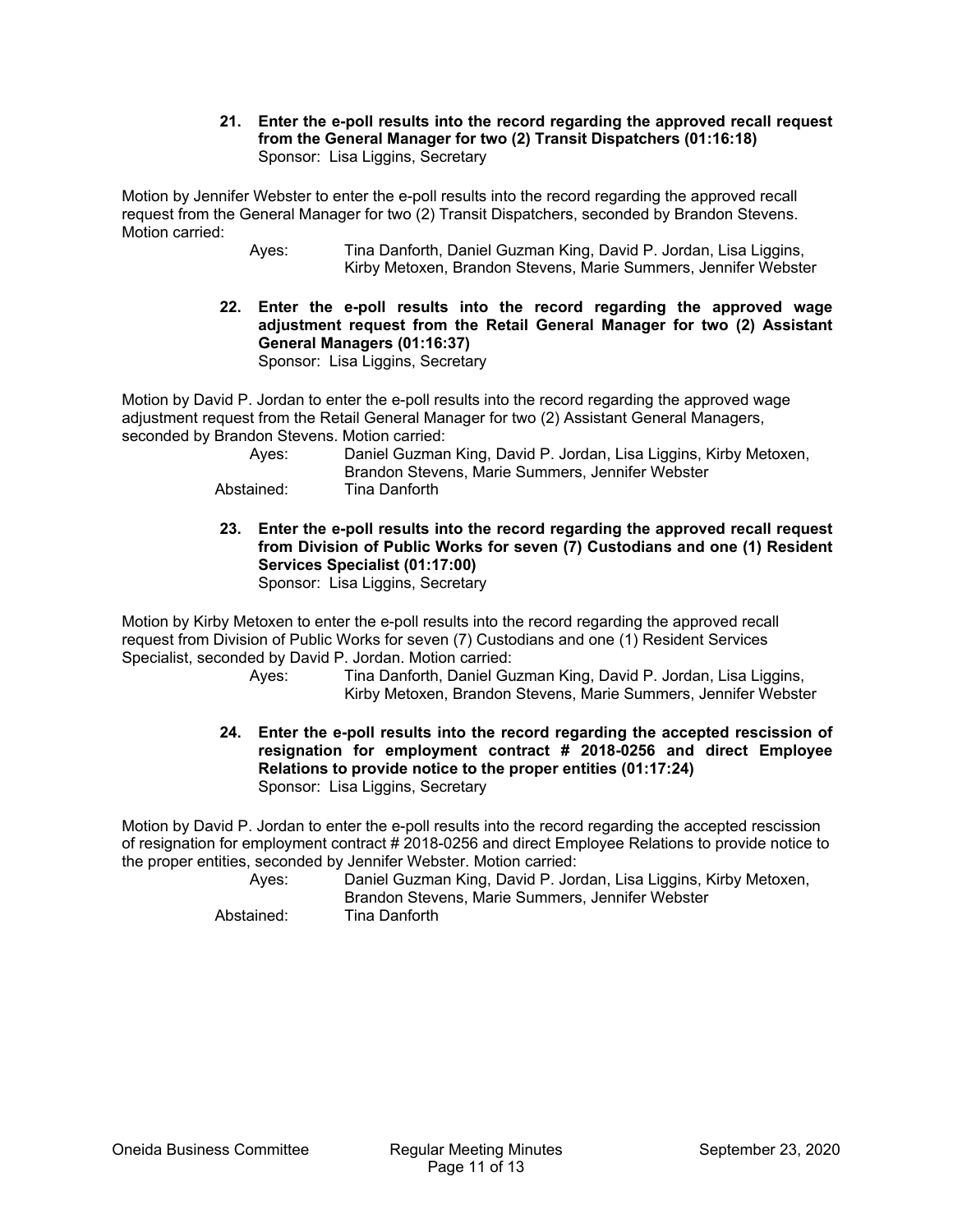**21. Enter the e-poll results into the record regarding the approved recall request from the General Manager for two (2) Transit Dispatchers (01:16:18)**
Sponsor: Lisa Liggins, Secretary

Motion by Jennifer Webster to enter the e-poll results into the record regarding the approved recall request from the General Manager for two (2) Transit Dispatchers, seconded by Brandon Stevens. Motion carried:

Ayes: Tina Danforth, Daniel Guzman King, David P. Jordan, Lisa Liggins, Kirby Metoxen, Brandon Stevens, Marie Summers, Jennifer Webster

**22. Enter the e-poll results into the record regarding the approved wage adjustment request from the Retail General Manager for two (2) Assistant General Managers (01:16:37)**
Sponsor: Lisa Liggins, Secretary

Motion by David P. Jordan to enter the e-poll results into the record regarding the approved wage adjustment request from the Retail General Manager for two (2) Assistant General Managers, seconded by Brandon Stevens. Motion carried:

Ayes: Daniel Guzman King, David P. Jordan, Lisa Liggins, Kirby Metoxen, Brandon Stevens, Marie Summers, Jennifer Webster
Abstained: Tina Danforth

**23. Enter the e-poll results into the record regarding the approved recall request from Division of Public Works for seven (7) Custodians and one (1) Resident Services Specialist (01:17:00)**
Sponsor: Lisa Liggins, Secretary

Motion by Kirby Metoxen to enter the e-poll results into the record regarding the approved recall request from Division of Public Works for seven (7) Custodians and one (1) Resident Services Specialist, seconded by David P. Jordan. Motion carried:

Ayes: Tina Danforth, Daniel Guzman King, David P. Jordan, Lisa Liggins, Kirby Metoxen, Brandon Stevens, Marie Summers, Jennifer Webster

**24. Enter the e-poll results into the record regarding the accepted rescission of resignation for employment contract # 2018-0256 and direct Employee Relations to provide notice to the proper entities (01:17:24)**
Sponsor: Lisa Liggins, Secretary

Motion by David P. Jordan to enter the e-poll results into the record regarding the accepted rescission of resignation for employment contract # 2018-0256 and direct Employee Relations to provide notice to the proper entities, seconded by Jennifer Webster. Motion carried:

Ayes: Daniel Guzman King, David P. Jordan, Lisa Liggins, Kirby Metoxen, Brandon Stevens, Marie Summers, Jennifer Webster
Abstained: Tina Danforth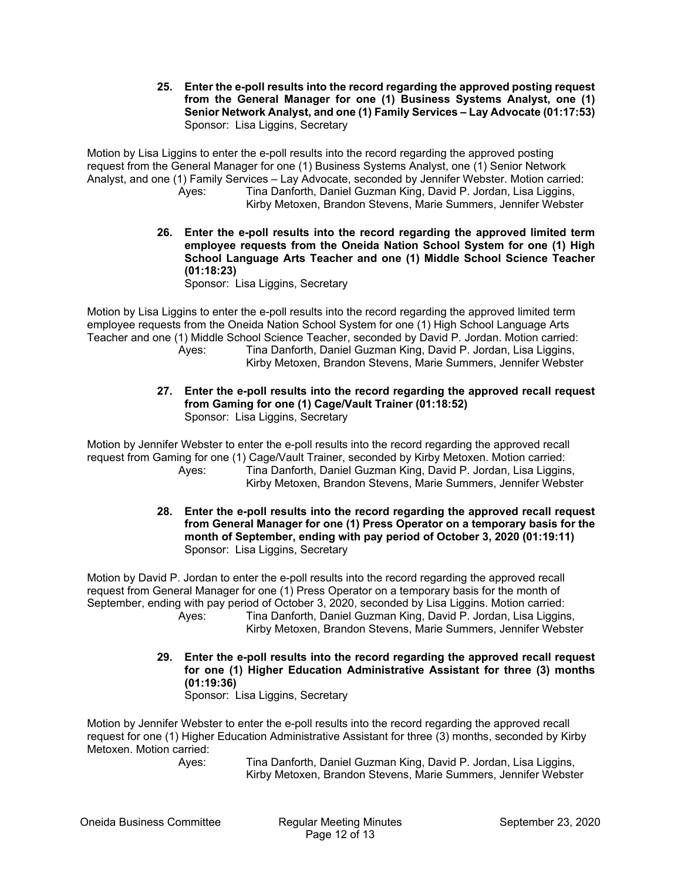**25. Enter the e-poll results into the record regarding the approved posting request from the General Manager for one (1) Business Systems Analyst, one (1) Senior Network Analyst, and one (1) Family Services – Lay Advocate (01:17:53)**
Sponsor: Lisa Liggins, Secretary

Motion by Lisa Liggins to enter the e-poll results into the record regarding the approved posting request from the General Manager for one (1) Business Systems Analyst, one (1) Senior Network Analyst, and one (1) Family Services – Lay Advocate, seconded by Jennifer Webster. Motion carried:

Ayes: Tina Danforth, Daniel Guzman King, David P. Jordan, Lisa Liggins, Kirby Metoxen, Brandon Stevens, Marie Summers, Jennifer Webster

**26. Enter the e-poll results into the record regarding the approved limited term employee requests from the Oneida Nation School System for one (1) High School Language Arts Teacher and one (1) Middle School Science Teacher (01:18:23)**
Sponsor: Lisa Liggins, Secretary

Motion by Lisa Liggins to enter the e-poll results into the record regarding the approved limited term employee requests from the Oneida Nation School System for one (1) High School Language Arts Teacher and one (1) Middle School Science Teacher, seconded by David P. Jordan. Motion carried:

Ayes: Tina Danforth, Daniel Guzman King, David P. Jordan, Lisa Liggins, Kirby Metoxen, Brandon Stevens, Marie Summers, Jennifer Webster

**27. Enter the e-poll results into the record regarding the approved recall request from Gaming for one (1) Cage/Vault Trainer (01:18:52)**
Sponsor: Lisa Liggins, Secretary

Motion by Jennifer Webster to enter the e-poll results into the record regarding the approved recall request from Gaming for one (1) Cage/Vault Trainer, seconded by Kirby Metoxen. Motion carried:

Ayes: Tina Danforth, Daniel Guzman King, David P. Jordan, Lisa Liggins, Kirby Metoxen, Brandon Stevens, Marie Summers, Jennifer Webster

**28. Enter the e-poll results into the record regarding the approved recall request from General Manager for one (1) Press Operator on a temporary basis for the month of September, ending with pay period of October 3, 2020 (01:19:11)**
Sponsor: Lisa Liggins, Secretary

Motion by David P. Jordan to enter the e-poll results into the record regarding the approved recall request from General Manager for one (1) Press Operator on a temporary basis for the month of September, ending with pay period of October 3, 2020, seconded by Lisa Liggins. Motion carried:

Ayes: Tina Danforth, Daniel Guzman King, David P. Jordan, Lisa Liggins, Kirby Metoxen, Brandon Stevens, Marie Summers, Jennifer Webster

**29. Enter the e-poll results into the record regarding the approved recall request for one (1) Higher Education Administrative Assistant for three (3) months (01:19:36)**
Sponsor: Lisa Liggins, Secretary

Motion by Jennifer Webster to enter the e-poll results into the record regarding the approved recall request for one (1) Higher Education Administrative Assistant for three (3) months, seconded by Kirby Metoxen. Motion carried:

Ayes: Tina Danforth, Daniel Guzman King, David P. Jordan, Lisa Liggins, Kirby Metoxen, Brandon Stevens, Marie Summers, Jennifer Webster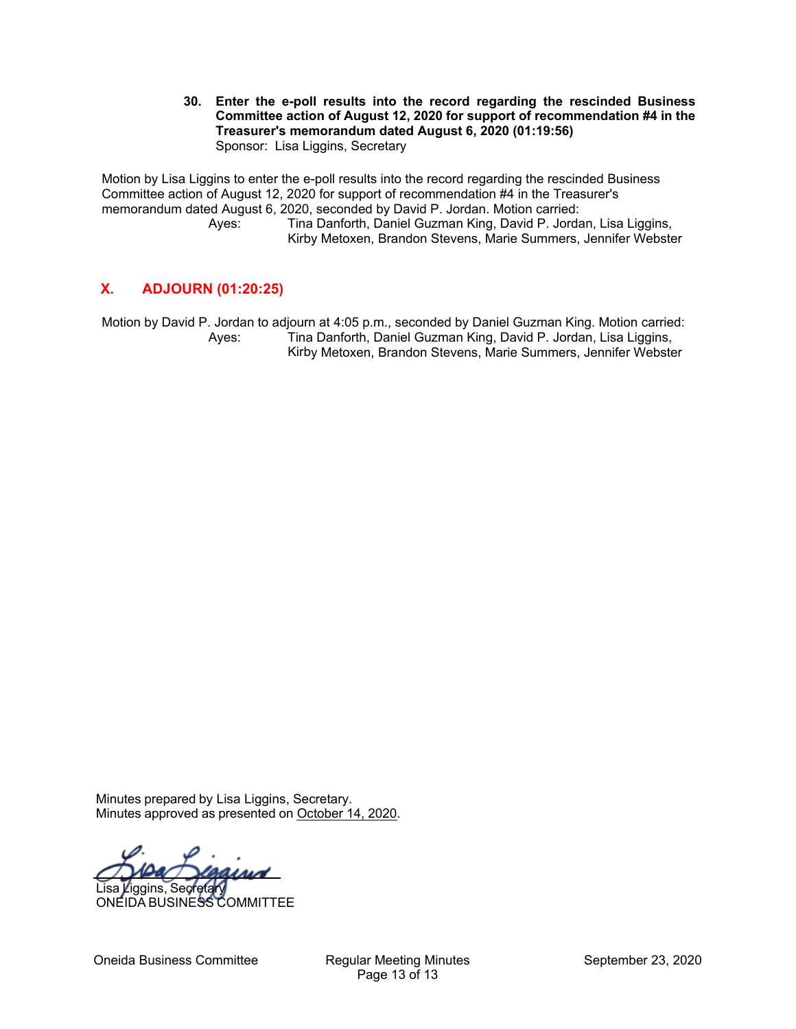**30. Enter the e-poll results into the record regarding the rescinded Business Committee action of August 12, 2020 for support of recommendation #4 in the Treasurer's memorandum dated August 6, 2020 (01:19:56)**
Sponsor: Lisa Liggins, Secretary

Motion by Lisa Liggins to enter the e-poll results into the record regarding the rescinded Business Committee action of August 12, 2020 for support of recommendation #4 in the Treasurer's memorandum dated August 6, 2020, seconded by David P. Jordan. Motion carried:

Ayes: Tina Danforth, Daniel Guzman King, David P. Jordan, Lisa Liggins, Kirby Metoxen, Brandon Stevens, Marie Summers, Jennifer Webster

## X. ADJOURN (01:20:25)

Motion by David P. Jordan to adjourn at 4:05 p.m., seconded by Daniel Guzman King. Motion carried:

Ayes: Tina Danforth, Daniel Guzman King, David P. Jordan, Lisa Liggins, Kirby Metoxen, Brandon Stevens, Marie Summers, Jennifer Webster

Minutes prepared by Lisa Liggins, Secretary.
Minutes approved as presented on October 14, 2020.

Lisa Liggins, Secretary
ONEIDA BUSINESS COMMITTEE